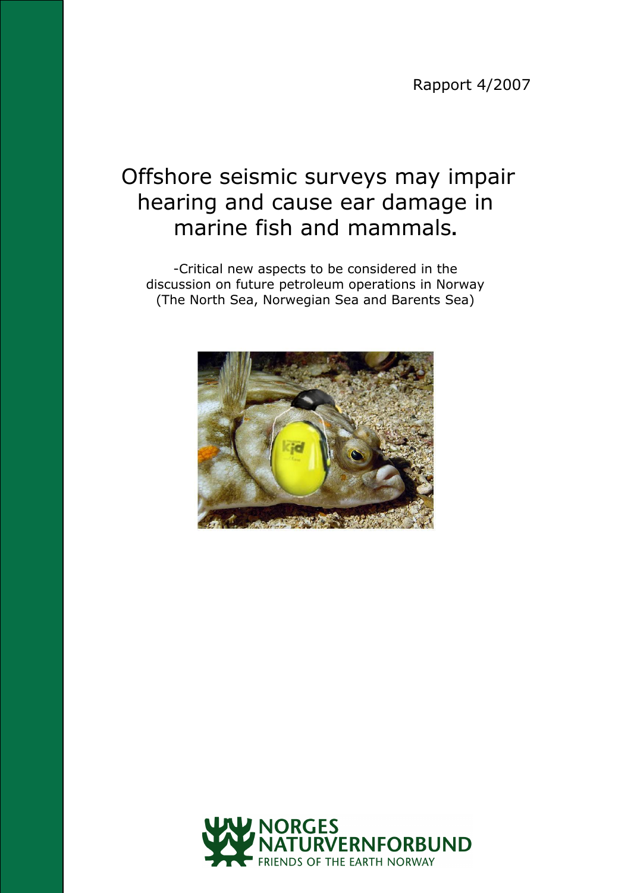Rapport 4/2007

# Offshore seismic surveys may impair hearing and cause ear damage in marine fish and mammals.

-Critical new aspects to be considered in the discussion on future petroleum operations in Norway (The North Sea, Norwegian Sea and Barents Sea)

NORGES NATURVERNFORBUND
FRIENDS OF THE EARTH NORWAY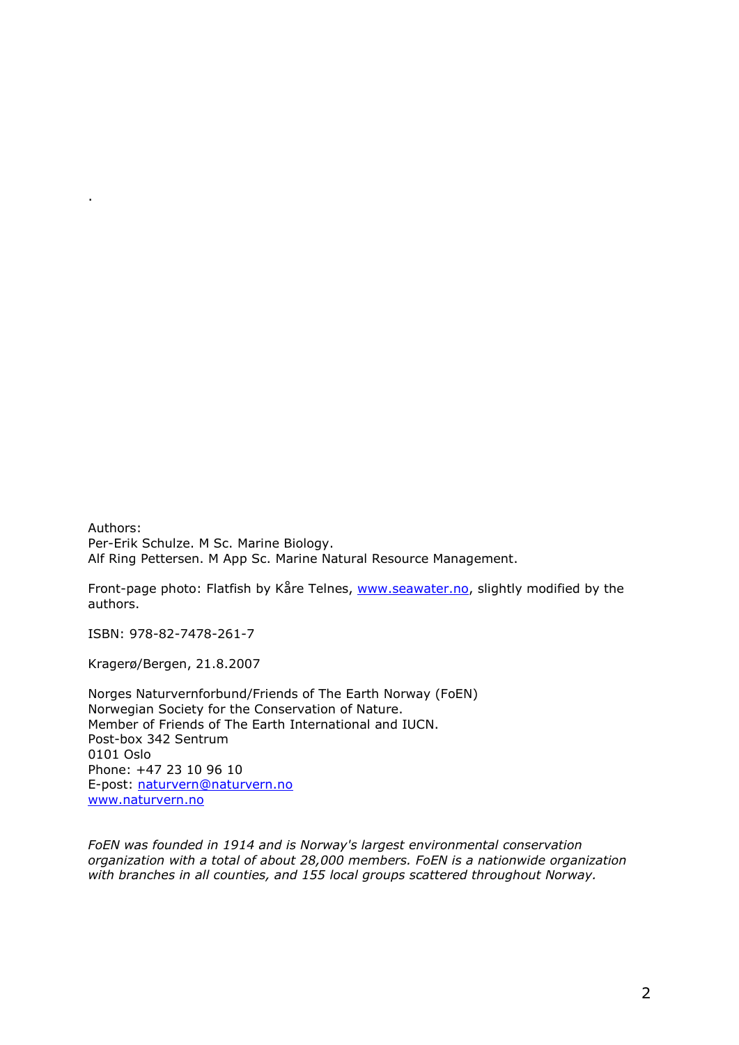.

Authors:
Per-Erik Schulze. M Sc. Marine Biology.
Alf Ring Pettersen. M App Sc. Marine Natural Resource Management.

Front-page photo: Flatfish by Kåre Telnes, www.seawater.no, slightly modified by the authors.

ISBN: 978-82-7478-261-7

Kragerø/Bergen, 21.8.2007

Norges Naturvernforbund/Friends of The Earth Norway (FoEN)
Norwegian Society for the Conservation of Nature.
Member of Friends of The Earth International and IUCN.
Post-box 342 Sentrum
0101 Oslo
Phone: +47 23 10 96 10
E-post: naturvern@naturvern.no
www.naturvern.no

*FoEN was founded in 1914 and is Norway's largest environmental conservation organization with a total of about 28,000 members. FoEN is a nationwide organization with branches in all counties, and 155 local groups scattered throughout Norway.*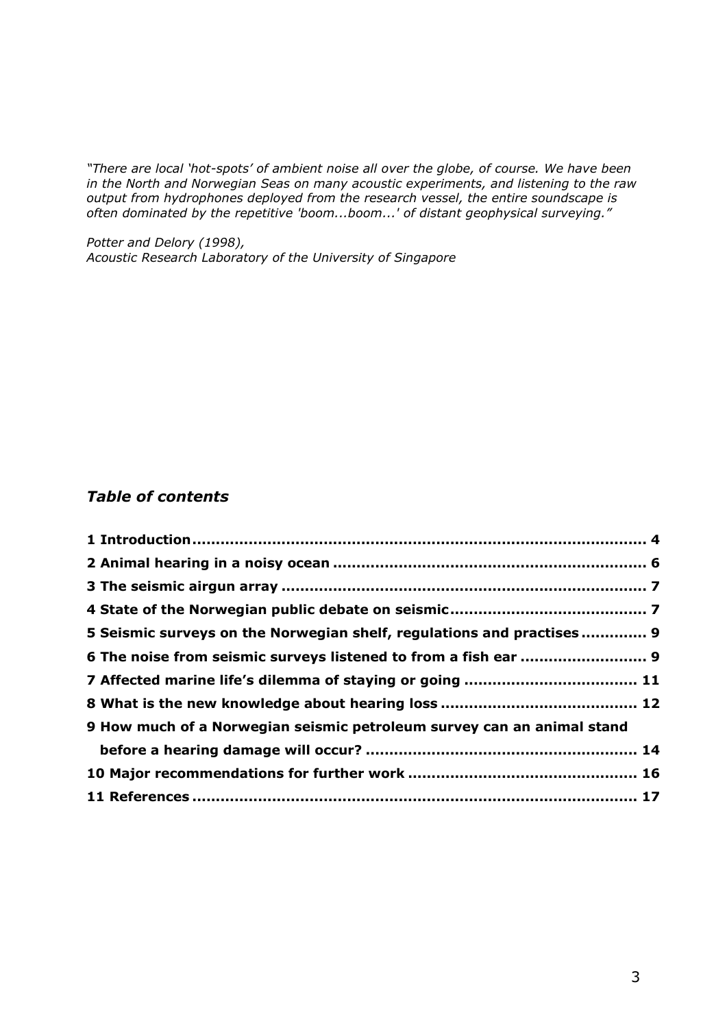*"There are local 'hot-spots' of ambient noise all over the globe, of course. We have been in the North and Norwegian Seas on many acoustic experiments, and listening to the raw output from hydrophones deployed from the research vessel, the entire soundscape is often dominated by the repetitive 'boom...boom...' of distant geophysical surveying."*

*Potter and Delory (1998),*
*Acoustic Research Laboratory of the University of Singapore*

## *Table of contents*

**1 Introduction ........................................................................................ 4**
**2 Animal hearing in a noisy ocean ............................................................ 6**
**3 The seismic airgun array ...................................................................... 7**
**4 State of the Norwegian public debate on seismic ..................................... 7**
**5 Seismic surveys on the Norwegian shelf, regulations and practises ............ 9**
**6 The noise from seismic surveys listened to from a fish ear ........................ 9**
**7 Affected marine life's dilemma of staying or going .................................. 11**
**8 What is the new knowledge about hearing loss ....................................... 12**
**9 How much of a Norwegian seismic petroleum survey can an animal stand before a hearing damage will occur? ................................................. 14**
**10 Major recommendations for further work ............................................. 16**
**11 References ........................................................................................ 17**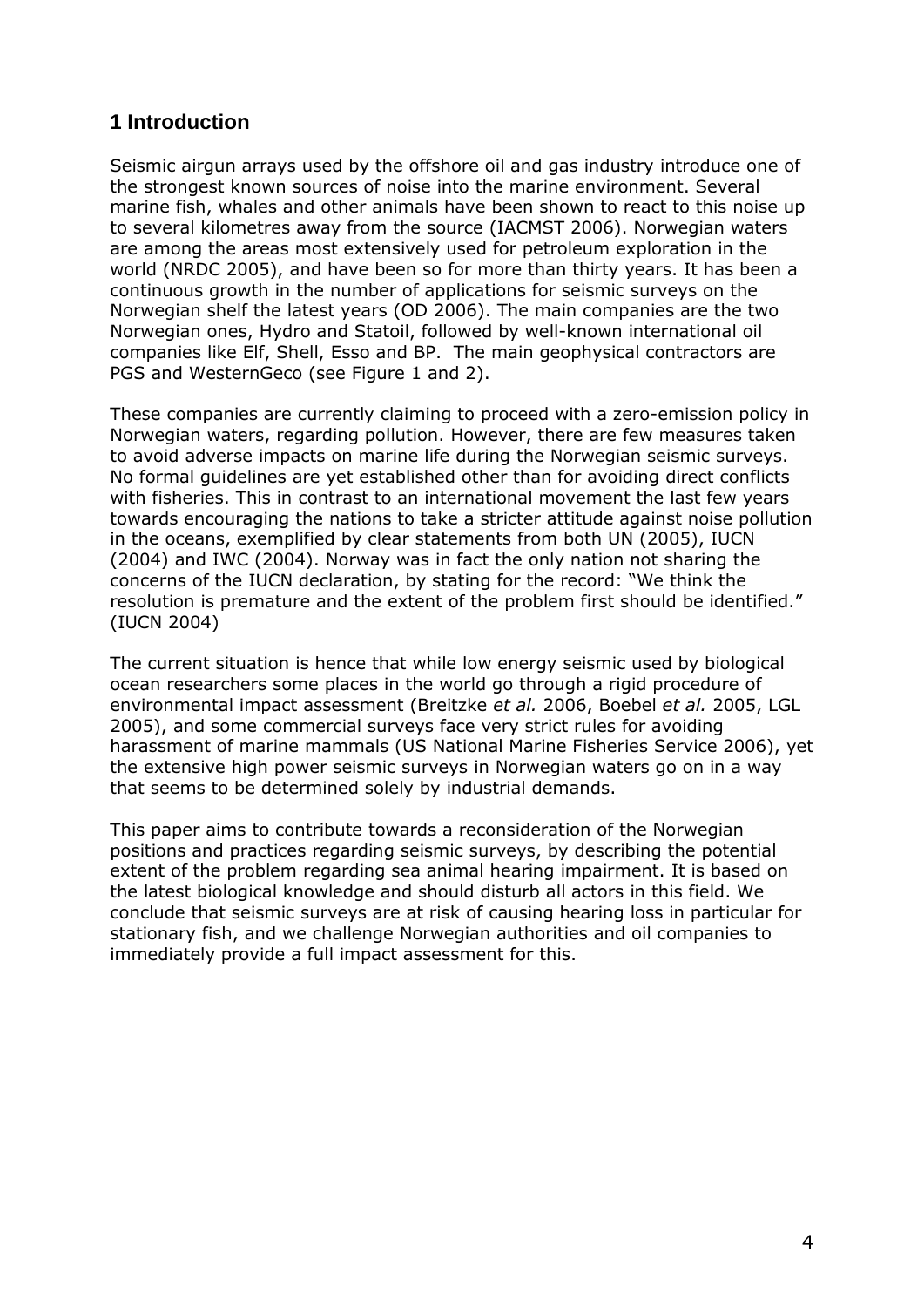## 1 Introduction

Seismic airgun arrays used by the offshore oil and gas industry introduce one of the strongest known sources of noise into the marine environment. Several marine fish, whales and other animals have been shown to react to this noise up to several kilometres away from the source (IACMST 2006). Norwegian waters are among the areas most extensively used for petroleum exploration in the world (NRDC 2005), and have been so for more than thirty years. It has been a continuous growth in the number of applications for seismic surveys on the Norwegian shelf the latest years (OD 2006). The main companies are the two Norwegian ones, Hydro and Statoil, followed by well-known international oil companies like Elf, Shell, Esso and BP. The main geophysical contractors are PGS and WesternGeco (see Figure 1 and 2).

These companies are currently claiming to proceed with a zero-emission policy in Norwegian waters, regarding pollution. However, there are few measures taken to avoid adverse impacts on marine life during the Norwegian seismic surveys. No formal guidelines are yet established other than for avoiding direct conflicts with fisheries. This in contrast to an international movement the last few years towards encouraging the nations to take a stricter attitude against noise pollution in the oceans, exemplified by clear statements from both UN (2005), IUCN (2004) and IWC (2004). Norway was in fact the only nation not sharing the concerns of the IUCN declaration, by stating for the record: "We think the resolution is premature and the extent of the problem first should be identified." (IUCN 2004)

The current situation is hence that while low energy seismic used by biological ocean researchers some places in the world go through a rigid procedure of environmental impact assessment (Breitzke *et al.* 2006, Boebel *et al.* 2005, LGL 2005), and some commercial surveys face very strict rules for avoiding harassment of marine mammals (US National Marine Fisheries Service 2006), yet the extensive high power seismic surveys in Norwegian waters go on in a way that seems to be determined solely by industrial demands.

This paper aims to contribute towards a reconsideration of the Norwegian positions and practices regarding seismic surveys, by describing the potential extent of the problem regarding sea animal hearing impairment. It is based on the latest biological knowledge and should disturb all actors in this field. We conclude that seismic surveys are at risk of causing hearing loss in particular for stationary fish, and we challenge Norwegian authorities and oil companies to immediately provide a full impact assessment for this.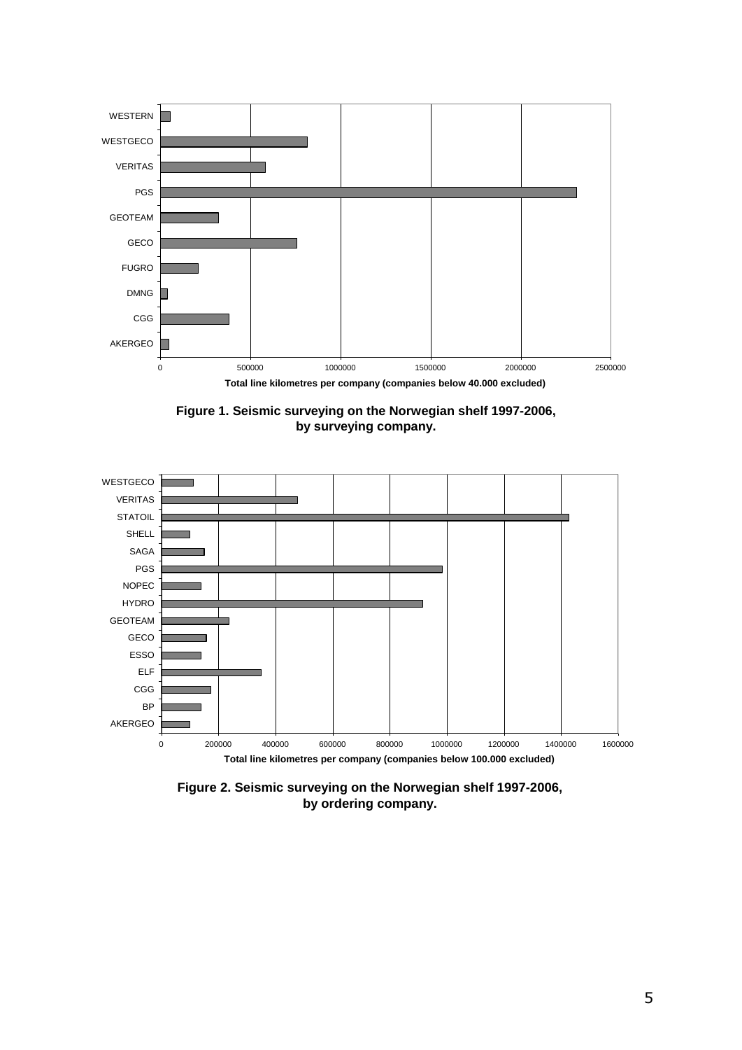WESTERN
WESTGECO
VERITAS
PGS
GEOTEAM
GECO
FUGRO
DMNG
CGG
AKERGEO

0 500000 1000000 1500000 2000000 2500000

**Total line kilometres per company (companies below 40.000 excluded)**

**Figure 1. Seismic surveying on the Norwegian shelf 1997-2006, by surveying company.**

WESTGECO
VERITAS
STATOIL
SHELL
SAGA
PGS
NOPEC
HYDRO
GEOTEAM
GECO
ESSO
ELF
CGG
BP
AKERGEO

0 200000 400000 600000 800000 1000000 1200000 1400000 1600000

**Total line kilometres per company (companies below 100.000 excluded)**

**Figure 2. Seismic surveying on the Norwegian shelf 1997-2006, by ordering company.**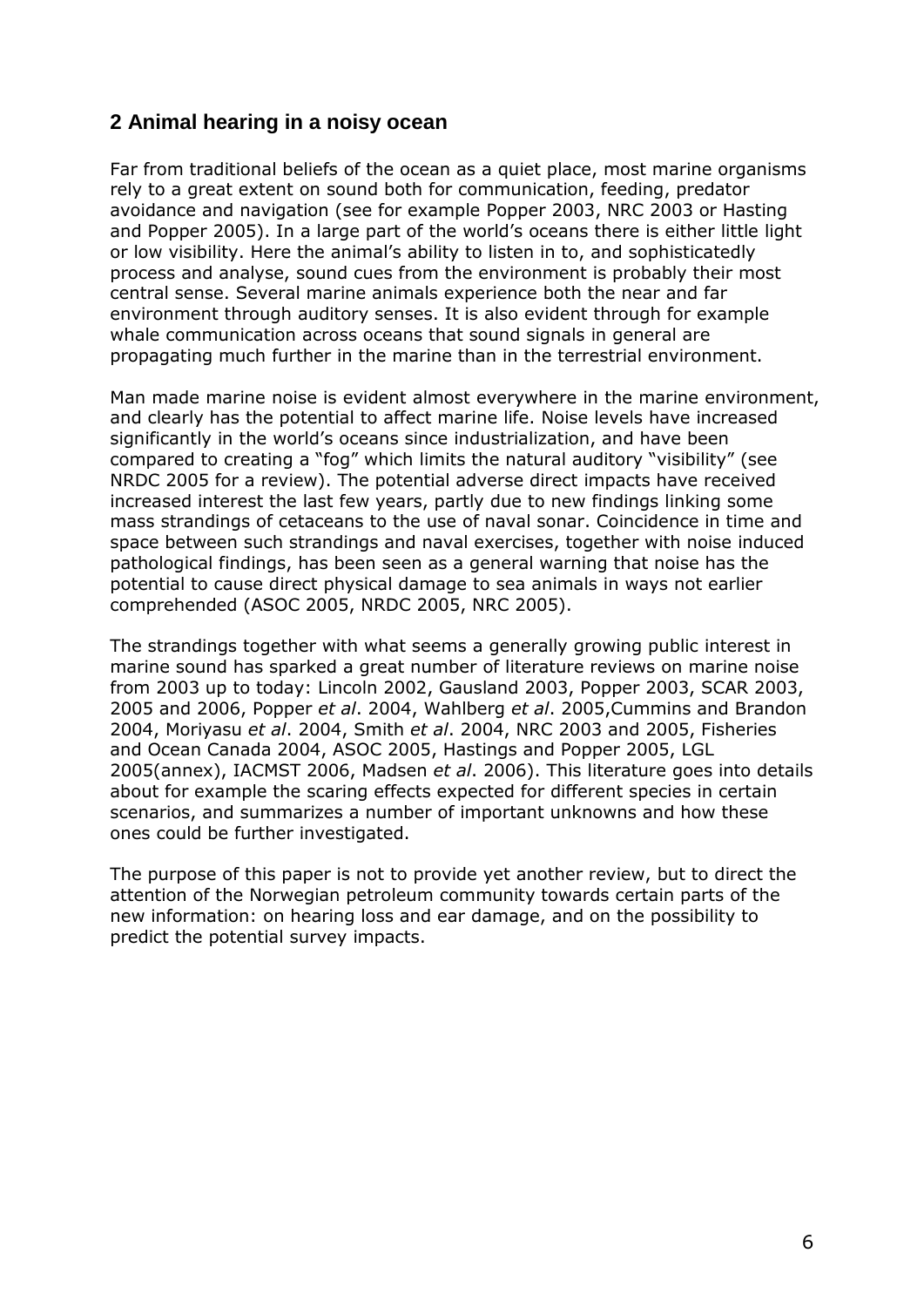## 2 Animal hearing in a noisy ocean

Far from traditional beliefs of the ocean as a quiet place, most marine organisms rely to a great extent on sound both for communication, feeding, predator avoidance and navigation (see for example Popper 2003, NRC 2003 or Hasting and Popper 2005). In a large part of the world's oceans there is either little light or low visibility. Here the animal's ability to listen in to, and sophisticatedly process and analyse, sound cues from the environment is probably their most central sense. Several marine animals experience both the near and far environment through auditory senses. It is also evident through for example whale communication across oceans that sound signals in general are propagating much further in the marine than in the terrestrial environment.

Man made marine noise is evident almost everywhere in the marine environment, and clearly has the potential to affect marine life. Noise levels have increased significantly in the world's oceans since industrialization, and have been compared to creating a "fog" which limits the natural auditory "visibility" (see NRDC 2005 for a review). The potential adverse direct impacts have received increased interest the last few years, partly due to new findings linking some mass strandings of cetaceans to the use of naval sonar. Coincidence in time and space between such strandings and naval exercises, together with noise induced pathological findings, has been seen as a general warning that noise has the potential to cause direct physical damage to sea animals in ways not earlier comprehended (ASOC 2005, NRDC 2005, NRC 2005).

The strandings together with what seems a generally growing public interest in marine sound has sparked a great number of literature reviews on marine noise from 2003 up to today: Lincoln 2002, Gausland 2003, Popper 2003, SCAR 2003, 2005 and 2006, Popper *et al*. 2004, Wahlberg *et al*. 2005,Cummins and Brandon 2004, Moriyasu *et al*. 2004, Smith *et al*. 2004, NRC 2003 and 2005, Fisheries and Ocean Canada 2004, ASOC 2005, Hastings and Popper 2005, LGL 2005(annex), IACMST 2006, Madsen *et al*. 2006). This literature goes into details about for example the scaring effects expected for different species in certain scenarios, and summarizes a number of important unknowns and how these ones could be further investigated.

The purpose of this paper is not to provide yet another review, but to direct the attention of the Norwegian petroleum community towards certain parts of the new information: on hearing loss and ear damage, and on the possibility to predict the potential survey impacts.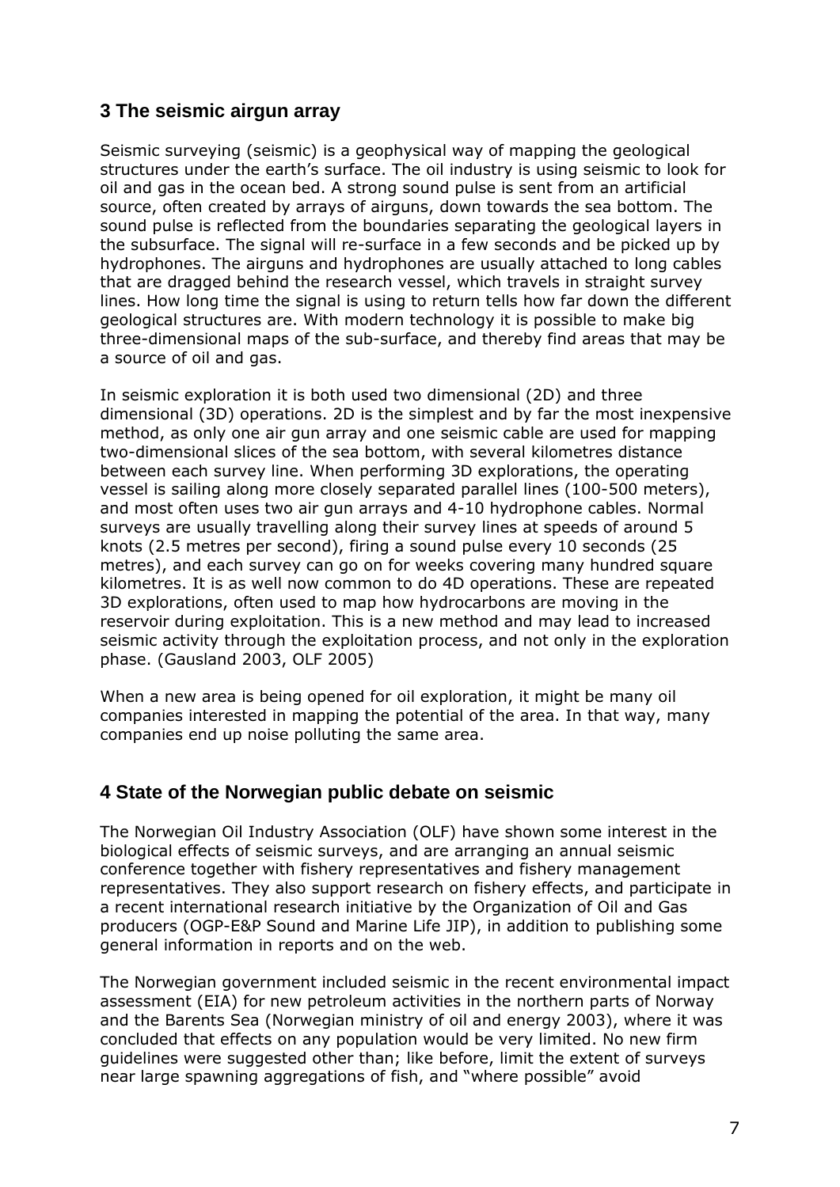## 3 The seismic airgun array

Seismic surveying (seismic) is a geophysical way of mapping the geological structures under the earth's surface. The oil industry is using seismic to look for oil and gas in the ocean bed. A strong sound pulse is sent from an artificial source, often created by arrays of airguns, down towards the sea bottom. The sound pulse is reflected from the boundaries separating the geological layers in the subsurface. The signal will re-surface in a few seconds and be picked up by hydrophones. The airguns and hydrophones are usually attached to long cables that are dragged behind the research vessel, which travels in straight survey lines. How long time the signal is using to return tells how far down the different geological structures are. With modern technology it is possible to make big three-dimensional maps of the sub-surface, and thereby find areas that may be a source of oil and gas.

In seismic exploration it is both used two dimensional (2D) and three dimensional (3D) operations. 2D is the simplest and by far the most inexpensive method, as only one air gun array and one seismic cable are used for mapping two-dimensional slices of the sea bottom, with several kilometres distance between each survey line. When performing 3D explorations, the operating vessel is sailing along more closely separated parallel lines (100-500 meters), and most often uses two air gun arrays and 4-10 hydrophone cables. Normal surveys are usually travelling along their survey lines at speeds of around 5 knots (2.5 metres per second), firing a sound pulse every 10 seconds (25 metres), and each survey can go on for weeks covering many hundred square kilometres. It is as well now common to do 4D operations. These are repeated 3D explorations, often used to map how hydrocarbons are moving in the reservoir during exploitation. This is a new method and may lead to increased seismic activity through the exploitation process, and not only in the exploration phase. (Gausland 2003, OLF 2005)

When a new area is being opened for oil exploration, it might be many oil companies interested in mapping the potential of the area. In that way, many companies end up noise polluting the same area.

## 4 State of the Norwegian public debate on seismic

The Norwegian Oil Industry Association (OLF) have shown some interest in the biological effects of seismic surveys, and are arranging an annual seismic conference together with fishery representatives and fishery management representatives. They also support research on fishery effects, and participate in a recent international research initiative by the Organization of Oil and Gas producers (OGP-E&P Sound and Marine Life JIP), in addition to publishing some general information in reports and on the web.

The Norwegian government included seismic in the recent environmental impact assessment (EIA) for new petroleum activities in the northern parts of Norway and the Barents Sea (Norwegian ministry of oil and energy 2003), where it was concluded that effects on any population would be very limited. No new firm guidelines were suggested other than; like before, limit the extent of surveys near large spawning aggregations of fish, and "where possible" avoid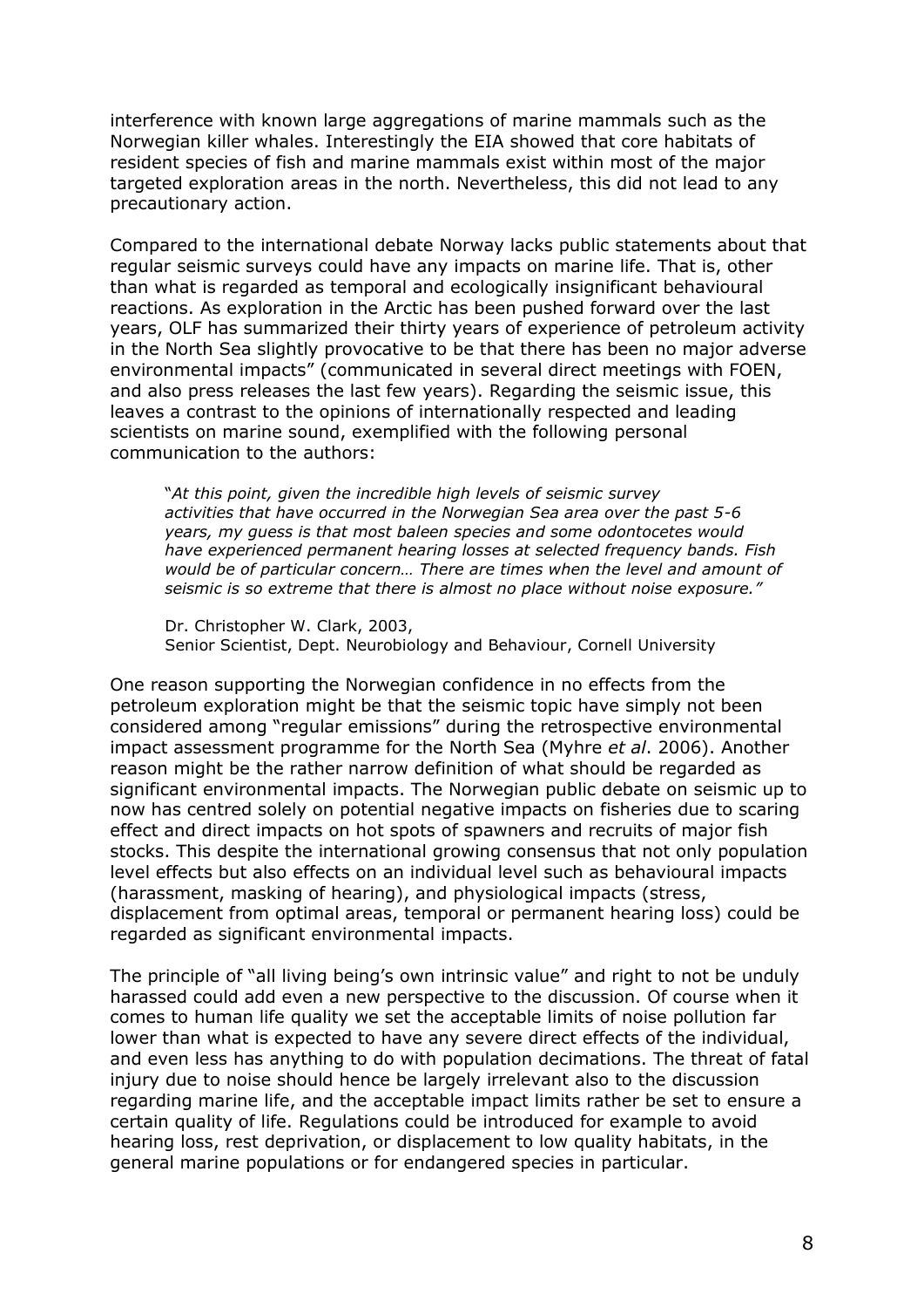interference with known large aggregations of marine mammals such as the Norwegian killer whales. Interestingly the EIA showed that core habitats of resident species of fish and marine mammals exist within most of the major targeted exploration areas in the north. Nevertheless, this did not lead to any precautionary action.

Compared to the international debate Norway lacks public statements about that regular seismic surveys could have any impacts on marine life. That is, other than what is regarded as temporal and ecologically insignificant behavioural reactions. As exploration in the Arctic has been pushed forward over the last years, OLF has summarized their thirty years of experience of petroleum activity in the North Sea slightly provocative to be that there has been no major adverse environmental impacts" (communicated in several direct meetings with FOEN, and also press releases the last few years). Regarding the seismic issue, this leaves a contrast to the opinions of internationally respected and leading scientists on marine sound, exemplified with the following personal communication to the authors:

> "*At this point, given the incredible high levels of seismic survey activities that have occurred in the Norwegian Sea area over the past 5-6 years, my guess is that most baleen species and some odontocetes would have experienced permanent hearing losses at selected frequency bands. Fish would be of particular concern… There are times when the level and amount of seismic is so extreme that there is almost no place without noise exposure."*
>
> Dr. Christopher W. Clark, 2003,
> Senior Scientist, Dept. Neurobiology and Behaviour, Cornell University

One reason supporting the Norwegian confidence in no effects from the petroleum exploration might be that the seismic topic have simply not been considered among "regular emissions" during the retrospective environmental impact assessment programme for the North Sea (Myhre *et al*. 2006). Another reason might be the rather narrow definition of what should be regarded as significant environmental impacts. The Norwegian public debate on seismic up to now has centred solely on potential negative impacts on fisheries due to scaring effect and direct impacts on hot spots of spawners and recruits of major fish stocks. This despite the international growing consensus that not only population level effects but also effects on an individual level such as behavioural impacts (harassment, masking of hearing), and physiological impacts (stress, displacement from optimal areas, temporal or permanent hearing loss) could be regarded as significant environmental impacts.

The principle of "all living being's own intrinsic value" and right to not be unduly harassed could add even a new perspective to the discussion. Of course when it comes to human life quality we set the acceptable limits of noise pollution far lower than what is expected to have any severe direct effects of the individual, and even less has anything to do with population decimations. The threat of fatal injury due to noise should hence be largely irrelevant also to the discussion regarding marine life, and the acceptable impact limits rather be set to ensure a certain quality of life. Regulations could be introduced for example to avoid hearing loss, rest deprivation, or displacement to low quality habitats, in the general marine populations or for endangered species in particular.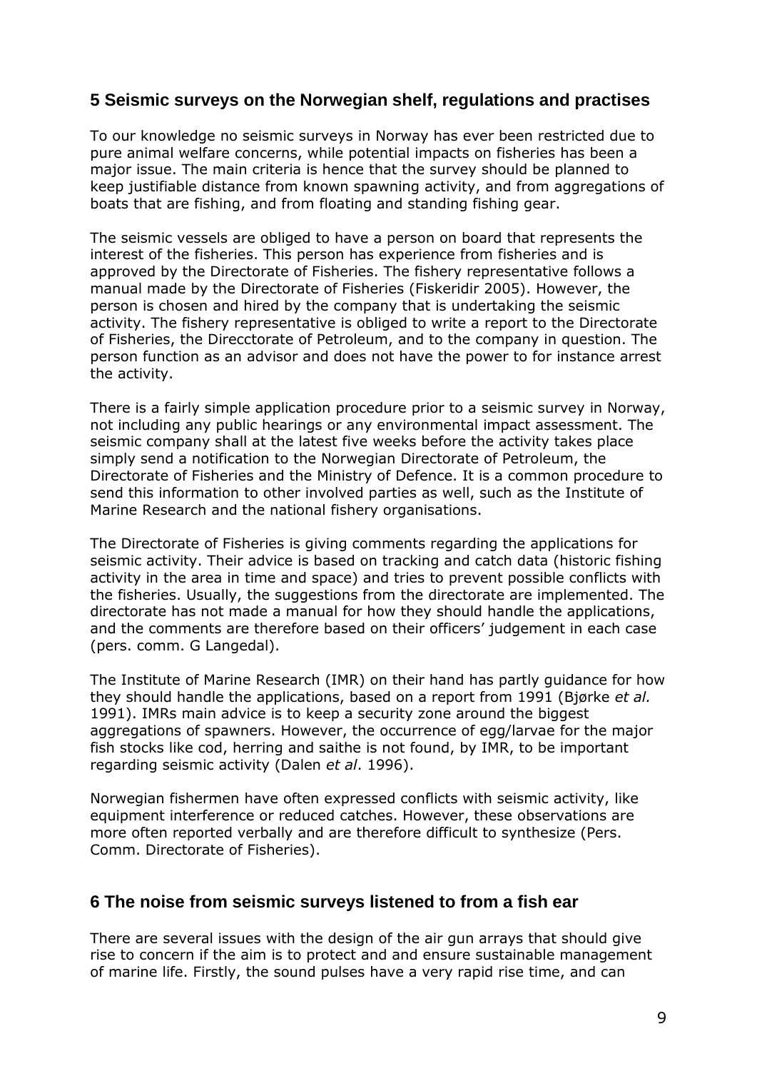## 5 Seismic surveys on the Norwegian shelf, regulations and practises

To our knowledge no seismic surveys in Norway has ever been restricted due to pure animal welfare concerns, while potential impacts on fisheries has been a major issue. The main criteria is hence that the survey should be planned to keep justifiable distance from known spawning activity, and from aggregations of boats that are fishing, and from floating and standing fishing gear.

The seismic vessels are obliged to have a person on board that represents the interest of the fisheries. This person has experience from fisheries and is approved by the Directorate of Fisheries. The fishery representative follows a manual made by the Directorate of Fisheries (Fiskeridir 2005). However, the person is chosen and hired by the company that is undertaking the seismic activity. The fishery representative is obliged to write a report to the Directorate of Fisheries, the Direcctorate of Petroleum, and to the company in question. The person function as an advisor and does not have the power to for instance arrest the activity.

There is a fairly simple application procedure prior to a seismic survey in Norway, not including any public hearings or any environmental impact assessment. The seismic company shall at the latest five weeks before the activity takes place simply send a notification to the Norwegian Directorate of Petroleum, the Directorate of Fisheries and the Ministry of Defence. It is a common procedure to send this information to other involved parties as well, such as the Institute of Marine Research and the national fishery organisations.

The Directorate of Fisheries is giving comments regarding the applications for seismic activity. Their advice is based on tracking and catch data (historic fishing activity in the area in time and space) and tries to prevent possible conflicts with the fisheries. Usually, the suggestions from the directorate are implemented. The directorate has not made a manual for how they should handle the applications, and the comments are therefore based on their officers' judgement in each case (pers. comm. G Langedal).

The Institute of Marine Research (IMR) on their hand has partly guidance for how they should handle the applications, based on a report from 1991 (Bjørke *et al.* 1991). IMRs main advice is to keep a security zone around the biggest aggregations of spawners. However, the occurrence of egg/larvae for the major fish stocks like cod, herring and saithe is not found, by IMR, to be important regarding seismic activity (Dalen *et al*. 1996).

Norwegian fishermen have often expressed conflicts with seismic activity, like equipment interference or reduced catches. However, these observations are more often reported verbally and are therefore difficult to synthesize (Pers. Comm. Directorate of Fisheries).

## 6 The noise from seismic surveys listened to from a fish ear

There are several issues with the design of the air gun arrays that should give rise to concern if the aim is to protect and and ensure sustainable management of marine life. Firstly, the sound pulses have a very rapid rise time, and can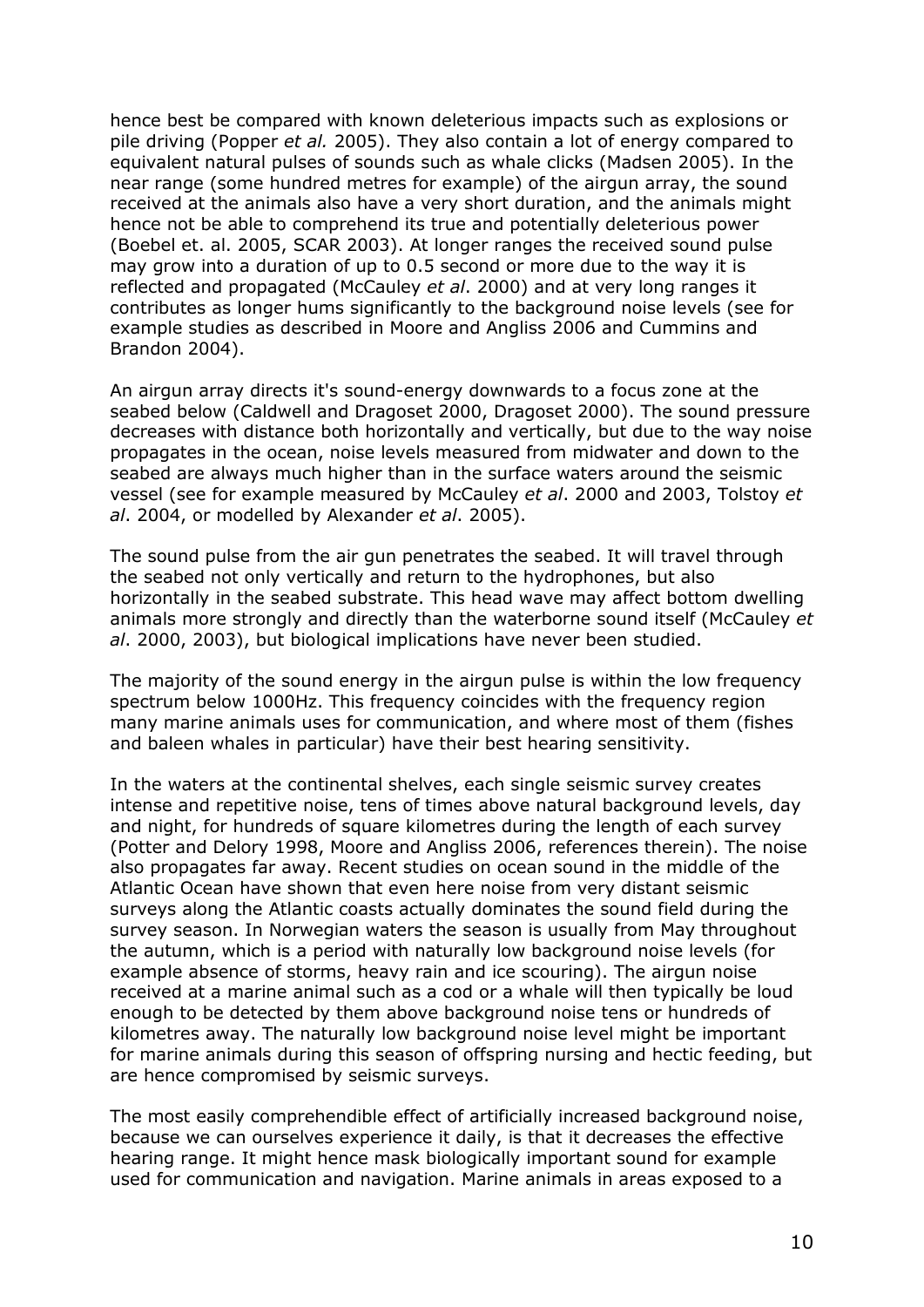hence best be compared with known deleterious impacts such as explosions or pile driving (Popper *et al.* 2005). They also contain a lot of energy compared to equivalent natural pulses of sounds such as whale clicks (Madsen 2005). In the near range (some hundred metres for example) of the airgun array, the sound received at the animals also have a very short duration, and the animals might hence not be able to comprehend its true and potentially deleterious power (Boebel et. al. 2005, SCAR 2003). At longer ranges the received sound pulse may grow into a duration of up to 0.5 second or more due to the way it is reflected and propagated (McCauley *et al*. 2000) and at very long ranges it contributes as longer hums significantly to the background noise levels (see for example studies as described in Moore and Angliss 2006 and Cummins and Brandon 2004).

An airgun array directs it's sound-energy downwards to a focus zone at the seabed below (Caldwell and Dragoset 2000, Dragoset 2000). The sound pressure decreases with distance both horizontally and vertically, but due to the way noise propagates in the ocean, noise levels measured from midwater and down to the seabed are always much higher than in the surface waters around the seismic vessel (see for example measured by McCauley *et al*. 2000 and 2003, Tolstoy *et al*. 2004, or modelled by Alexander *et al*. 2005).

The sound pulse from the air gun penetrates the seabed. It will travel through the seabed not only vertically and return to the hydrophones, but also horizontally in the seabed substrate. This head wave may affect bottom dwelling animals more strongly and directly than the waterborne sound itself (McCauley *et al*. 2000, 2003), but biological implications have never been studied.

The majority of the sound energy in the airgun pulse is within the low frequency spectrum below 1000Hz. This frequency coincides with the frequency region many marine animals uses for communication, and where most of them (fishes and baleen whales in particular) have their best hearing sensitivity.

In the waters at the continental shelves, each single seismic survey creates intense and repetitive noise, tens of times above natural background levels, day and night, for hundreds of square kilometres during the length of each survey (Potter and Delory 1998, Moore and Angliss 2006, references therein). The noise also propagates far away. Recent studies on ocean sound in the middle of the Atlantic Ocean have shown that even here noise from very distant seismic surveys along the Atlantic coasts actually dominates the sound field during the survey season. In Norwegian waters the season is usually from May throughout the autumn, which is a period with naturally low background noise levels (for example absence of storms, heavy rain and ice scouring). The airgun noise received at a marine animal such as a cod or a whale will then typically be loud enough to be detected by them above background noise tens or hundreds of kilometres away. The naturally low background noise level might be important for marine animals during this season of offspring nursing and hectic feeding, but are hence compromised by seismic surveys.

The most easily comprehendible effect of artificially increased background noise, because we can ourselves experience it daily, is that it decreases the effective hearing range. It might hence mask biologically important sound for example used for communication and navigation. Marine animals in areas exposed to a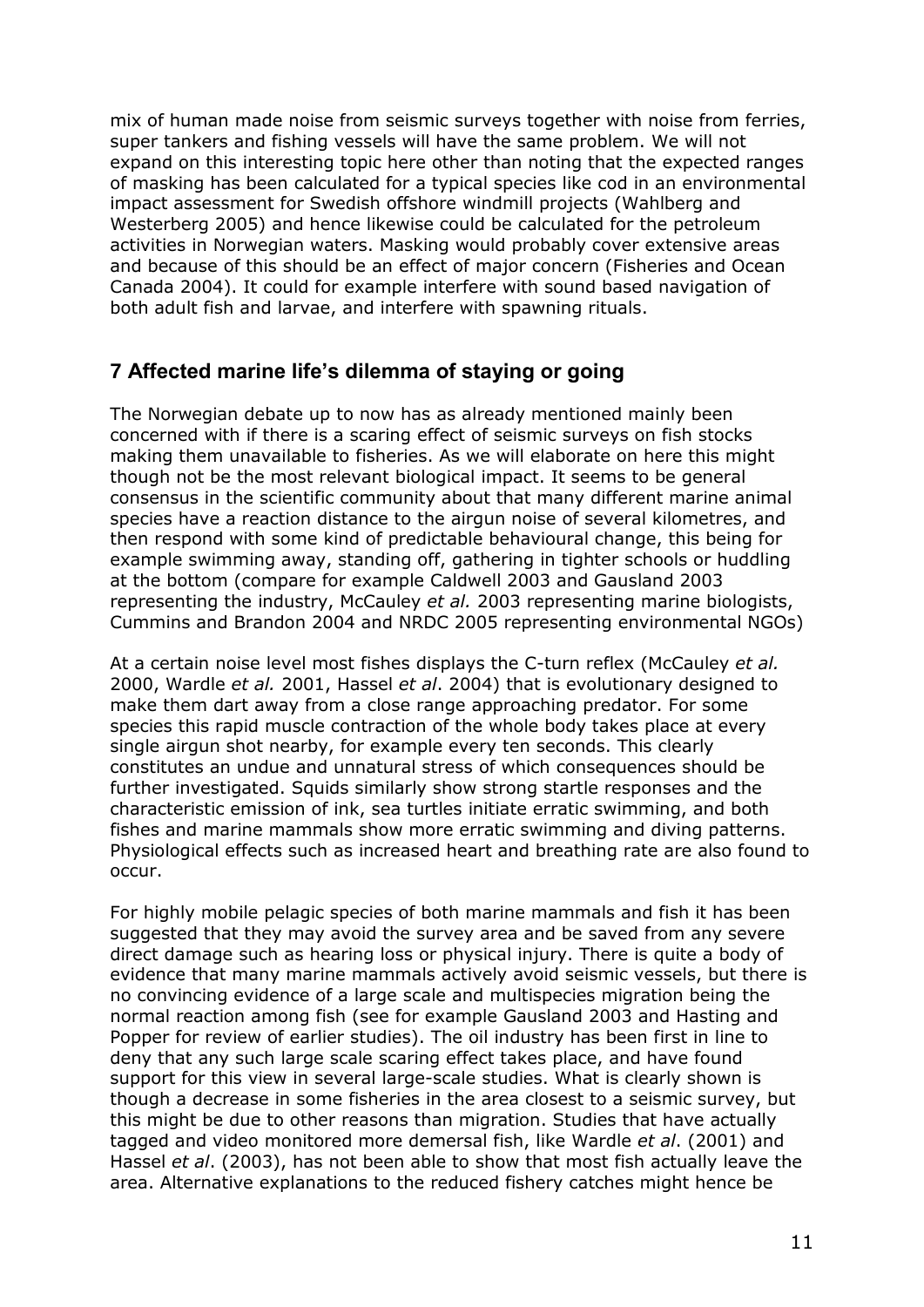mix of human made noise from seismic surveys together with noise from ferries, super tankers and fishing vessels will have the same problem. We will not expand on this interesting topic here other than noting that the expected ranges of masking has been calculated for a typical species like cod in an environmental impact assessment for Swedish offshore windmill projects (Wahlberg and Westerberg 2005) and hence likewise could be calculated for the petroleum activities in Norwegian waters. Masking would probably cover extensive areas and because of this should be an effect of major concern (Fisheries and Ocean Canada 2004). It could for example interfere with sound based navigation of both adult fish and larvae, and interfere with spawning rituals.

## 7 Affected marine life's dilemma of staying or going

The Norwegian debate up to now has as already mentioned mainly been concerned with if there is a scaring effect of seismic surveys on fish stocks making them unavailable to fisheries. As we will elaborate on here this might though not be the most relevant biological impact. It seems to be general consensus in the scientific community about that many different marine animal species have a reaction distance to the airgun noise of several kilometres, and then respond with some kind of predictable behavioural change, this being for example swimming away, standing off, gathering in tighter schools or huddling at the bottom (compare for example Caldwell 2003 and Gausland 2003 representing the industry, McCauley *et al.* 2003 representing marine biologists, Cummins and Brandon 2004 and NRDC 2005 representing environmental NGOs)

At a certain noise level most fishes displays the C-turn reflex (McCauley *et al.* 2000, Wardle *et al.* 2001, Hassel *et al*. 2004) that is evolutionary designed to make them dart away from a close range approaching predator. For some species this rapid muscle contraction of the whole body takes place at every single airgun shot nearby, for example every ten seconds. This clearly constitutes an undue and unnatural stress of which consequences should be further investigated. Squids similarly show strong startle responses and the characteristic emission of ink, sea turtles initiate erratic swimming, and both fishes and marine mammals show more erratic swimming and diving patterns. Physiological effects such as increased heart and breathing rate are also found to occur.

For highly mobile pelagic species of both marine mammals and fish it has been suggested that they may avoid the survey area and be saved from any severe direct damage such as hearing loss or physical injury. There is quite a body of evidence that many marine mammals actively avoid seismic vessels, but there is no convincing evidence of a large scale and multispecies migration being the normal reaction among fish (see for example Gausland 2003 and Hasting and Popper for review of earlier studies). The oil industry has been first in line to deny that any such large scale scaring effect takes place, and have found support for this view in several large-scale studies. What is clearly shown is though a decrease in some fisheries in the area closest to a seismic survey, but this might be due to other reasons than migration. Studies that have actually tagged and video monitored more demersal fish, like Wardle *et al*. (2001) and Hassel *et al*. (2003), has not been able to show that most fish actually leave the area. Alternative explanations to the reduced fishery catches might hence be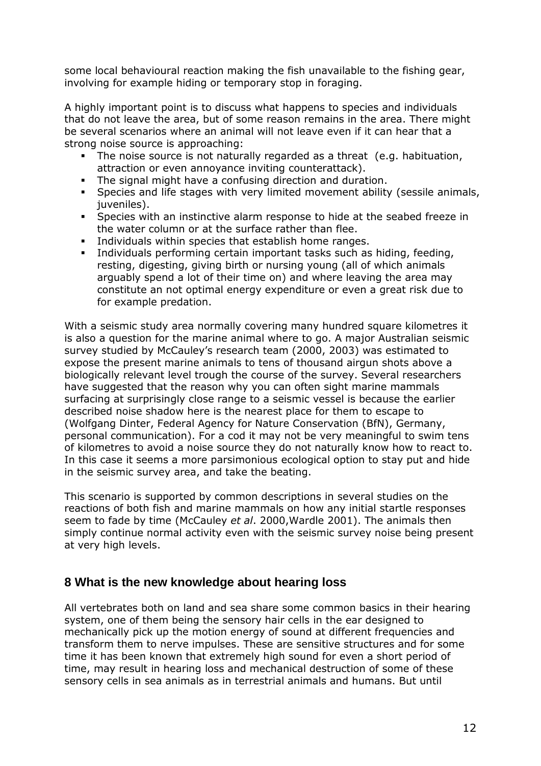some local behavioural reaction making the fish unavailable to the fishing gear, involving for example hiding or temporary stop in foraging.

A highly important point is to discuss what happens to species and individuals that do not leave the area, but of some reason remains in the area. There might be several scenarios where an animal will not leave even if it can hear that a strong noise source is approaching:

- The noise source is not naturally regarded as a threat (e.g. habituation, attraction or even annoyance inviting counterattack).
- The signal might have a confusing direction and duration.
- Species and life stages with very limited movement ability (sessile animals, juveniles).
- Species with an instinctive alarm response to hide at the seabed freeze in the water column or at the surface rather than flee.
- Individuals within species that establish home ranges.
- Individuals performing certain important tasks such as hiding, feeding, resting, digesting, giving birth or nursing young (all of which animals arguably spend a lot of their time on) and where leaving the area may constitute an not optimal energy expenditure or even a great risk due to for example predation.

With a seismic study area normally covering many hundred square kilometres it is also a question for the marine animal where to go. A major Australian seismic survey studied by McCauley's research team (2000, 2003) was estimated to expose the present marine animals to tens of thousand airgun shots above a biologically relevant level trough the course of the survey. Several researchers have suggested that the reason why you can often sight marine mammals surfacing at surprisingly close range to a seismic vessel is because the earlier described noise shadow here is the nearest place for them to escape to (Wolfgang Dinter, Federal Agency for Nature Conservation (BfN), Germany, personal communication). For a cod it may not be very meaningful to swim tens of kilometres to avoid a noise source they do not naturally know how to react to. In this case it seems a more parsimonious ecological option to stay put and hide in the seismic survey area, and take the beating.

This scenario is supported by common descriptions in several studies on the reactions of both fish and marine mammals on how any initial startle responses seem to fade by time (McCauley *et al*. 2000,Wardle 2001). The animals then simply continue normal activity even with the seismic survey noise being present at very high levels.

## 8 What is the new knowledge about hearing loss

All vertebrates both on land and sea share some common basics in their hearing system, one of them being the sensory hair cells in the ear designed to mechanically pick up the motion energy of sound at different frequencies and transform them to nerve impulses. These are sensitive structures and for some time it has been known that extremely high sound for even a short period of time, may result in hearing loss and mechanical destruction of some of these sensory cells in sea animals as in terrestrial animals and humans. But until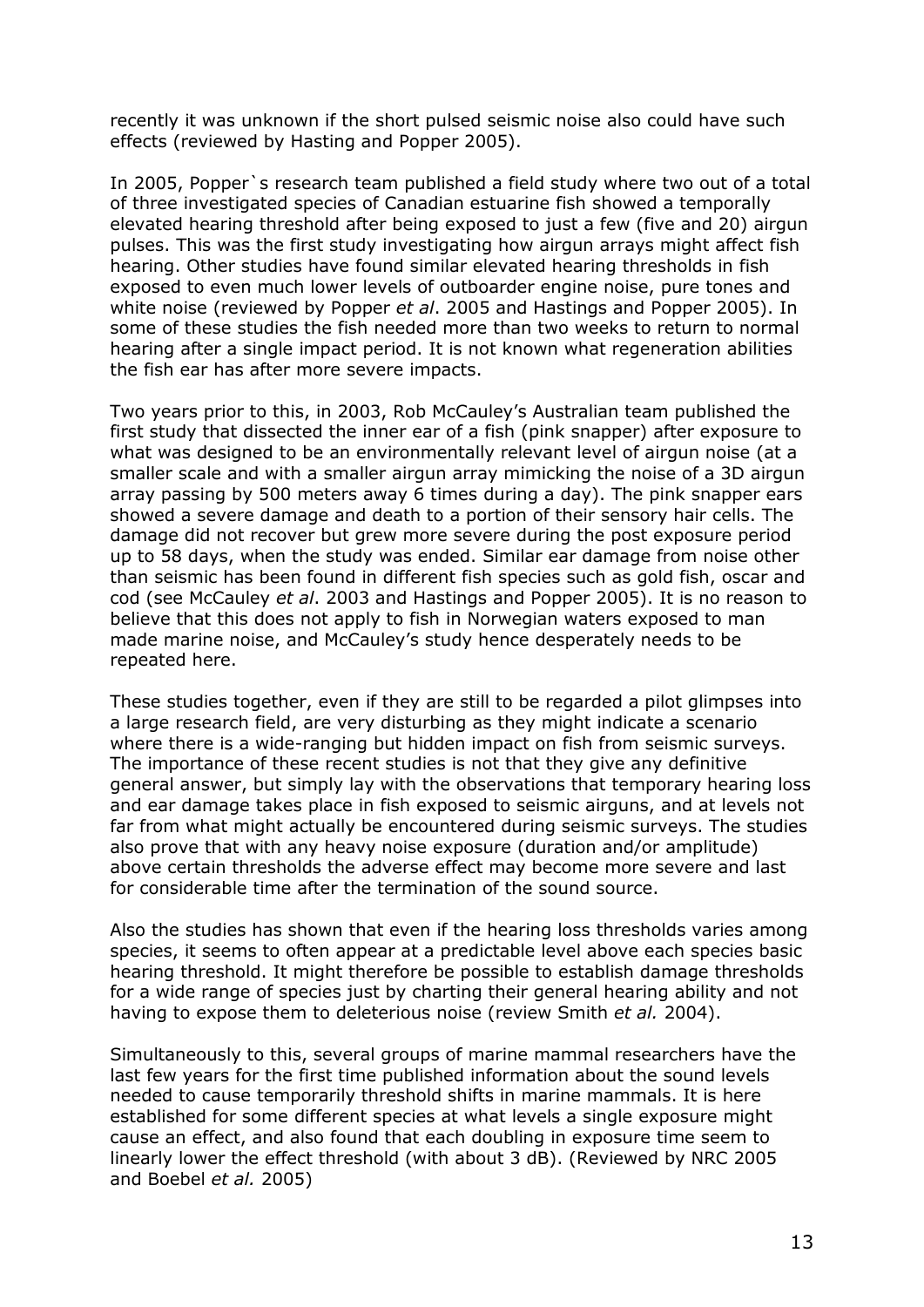recently it was unknown if the short pulsed seismic noise also could have such effects (reviewed by Hasting and Popper 2005).

In 2005, Popper`s research team published a field study where two out of a total of three investigated species of Canadian estuarine fish showed a temporally elevated hearing threshold after being exposed to just a few (five and 20) airgun pulses. This was the first study investigating how airgun arrays might affect fish hearing. Other studies have found similar elevated hearing thresholds in fish exposed to even much lower levels of outboarder engine noise, pure tones and white noise (reviewed by Popper *et al*. 2005 and Hastings and Popper 2005). In some of these studies the fish needed more than two weeks to return to normal hearing after a single impact period. It is not known what regeneration abilities the fish ear has after more severe impacts.

Two years prior to this, in 2003, Rob McCauley's Australian team published the first study that dissected the inner ear of a fish (pink snapper) after exposure to what was designed to be an environmentally relevant level of airgun noise (at a smaller scale and with a smaller airgun array mimicking the noise of a 3D airgun array passing by 500 meters away 6 times during a day). The pink snapper ears showed a severe damage and death to a portion of their sensory hair cells. The damage did not recover but grew more severe during the post exposure period up to 58 days, when the study was ended. Similar ear damage from noise other than seismic has been found in different fish species such as gold fish, oscar and cod (see McCauley *et al*. 2003 and Hastings and Popper 2005). It is no reason to believe that this does not apply to fish in Norwegian waters exposed to man made marine noise, and McCauley's study hence desperately needs to be repeated here.

These studies together, even if they are still to be regarded a pilot glimpses into a large research field, are very disturbing as they might indicate a scenario where there is a wide-ranging but hidden impact on fish from seismic surveys. The importance of these recent studies is not that they give any definitive general answer, but simply lay with the observations that temporary hearing loss and ear damage takes place in fish exposed to seismic airguns, and at levels not far from what might actually be encountered during seismic surveys. The studies also prove that with any heavy noise exposure (duration and/or amplitude) above certain thresholds the adverse effect may become more severe and last for considerable time after the termination of the sound source.

Also the studies has shown that even if the hearing loss thresholds varies among species, it seems to often appear at a predictable level above each species basic hearing threshold. It might therefore be possible to establish damage thresholds for a wide range of species just by charting their general hearing ability and not having to expose them to deleterious noise (review Smith *et al.* 2004).

Simultaneously to this, several groups of marine mammal researchers have the last few years for the first time published information about the sound levels needed to cause temporarily threshold shifts in marine mammals. It is here established for some different species at what levels a single exposure might cause an effect, and also found that each doubling in exposure time seem to linearly lower the effect threshold (with about 3 dB). (Reviewed by NRC 2005 and Boebel *et al.* 2005)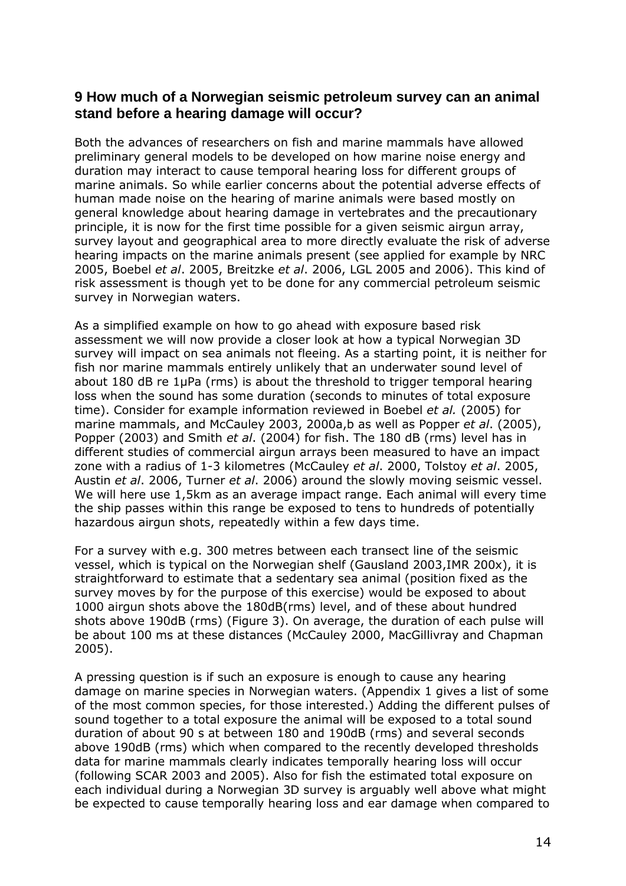## 9 How much of a Norwegian seismic petroleum survey can an animal stand before a hearing damage will occur?

Both the advances of researchers on fish and marine mammals have allowed preliminary general models to be developed on how marine noise energy and duration may interact to cause temporal hearing loss for different groups of marine animals. So while earlier concerns about the potential adverse effects of human made noise on the hearing of marine animals were based mostly on general knowledge about hearing damage in vertebrates and the precautionary principle, it is now for the first time possible for a given seismic airgun array, survey layout and geographical area to more directly evaluate the risk of adverse hearing impacts on the marine animals present (see applied for example by NRC 2005, Boebel *et al*. 2005, Breitzke *et al*. 2006, LGL 2005 and 2006). This kind of risk assessment is though yet to be done for any commercial petroleum seismic survey in Norwegian waters.

As a simplified example on how to go ahead with exposure based risk assessment we will now provide a closer look at how a typical Norwegian 3D survey will impact on sea animals not fleeing. As a starting point, it is neither for fish nor marine mammals entirely unlikely that an underwater sound level of about 180 dB re 1μPa (rms) is about the threshold to trigger temporal hearing loss when the sound has some duration (seconds to minutes of total exposure time). Consider for example information reviewed in Boebel *et al.* (2005) for marine mammals, and McCauley 2003, 2000a,b as well as Popper *et al*. (2005), Popper (2003) and Smith *et al*. (2004) for fish. The 180 dB (rms) level has in different studies of commercial airgun arrays been measured to have an impact zone with a radius of 1-3 kilometres (McCauley *et al*. 2000, Tolstoy *et al*. 2005, Austin *et al*. 2006, Turner *et al*. 2006) around the slowly moving seismic vessel. We will here use 1,5km as an average impact range. Each animal will every time the ship passes within this range be exposed to tens to hundreds of potentially hazardous airgun shots, repeatedly within a few days time.

For a survey with e.g. 300 metres between each transect line of the seismic vessel, which is typical on the Norwegian shelf (Gausland 2003,IMR 200x), it is straightforward to estimate that a sedentary sea animal (position fixed as the survey moves by for the purpose of this exercise) would be exposed to about 1000 airgun shots above the 180dB(rms) level, and of these about hundred shots above 190dB (rms) (Figure 3). On average, the duration of each pulse will be about 100 ms at these distances (McCauley 2000, MacGillivray and Chapman 2005).

A pressing question is if such an exposure is enough to cause any hearing damage on marine species in Norwegian waters. (Appendix 1 gives a list of some of the most common species, for those interested.) Adding the different pulses of sound together to a total exposure the animal will be exposed to a total sound duration of about 90 s at between 180 and 190dB (rms) and several seconds above 190dB (rms) which when compared to the recently developed thresholds data for marine mammals clearly indicates temporally hearing loss will occur (following SCAR 2003 and 2005). Also for fish the estimated total exposure on each individual during a Norwegian 3D survey is arguably well above what might be expected to cause temporally hearing loss and ear damage when compared to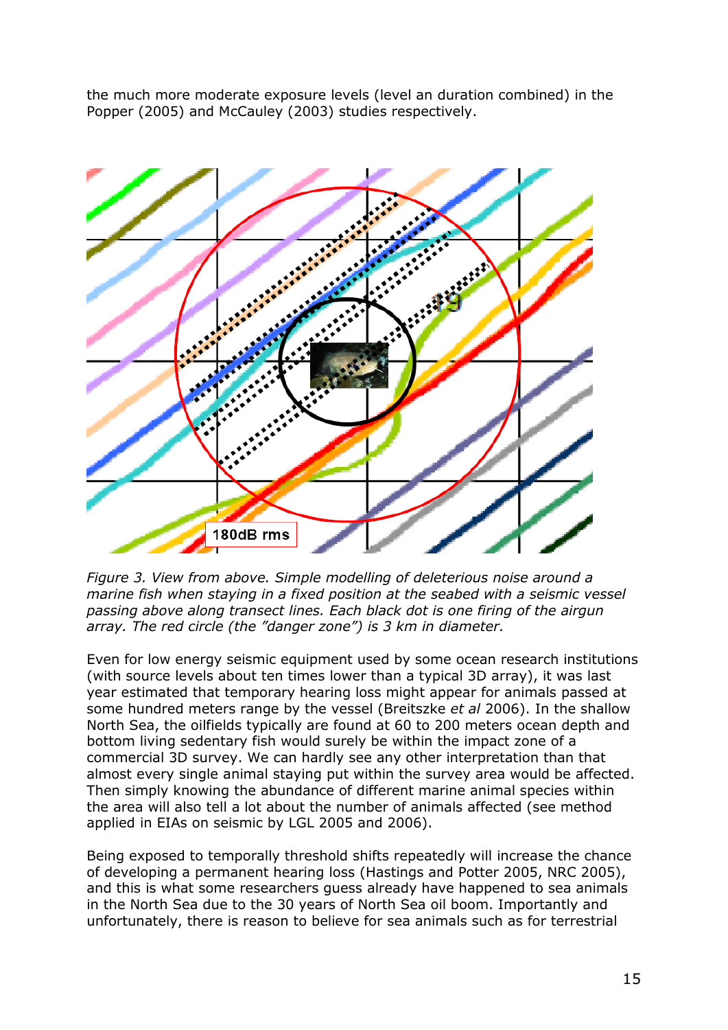the much more moderate exposure levels (level an duration combined) in the Popper (2005) and McCauley (2003) studies respectively.

*Figure 3. View from above. Simple modelling of deleterious noise around a marine fish when staying in a fixed position at the seabed with a seismic vessel passing above along transect lines. Each black dot is one firing of the airgun array. The red circle (the "danger zone") is 3 km in diameter.*

Even for low energy seismic equipment used by some ocean research institutions (with source levels about ten times lower than a typical 3D array), it was last year estimated that temporary hearing loss might appear for animals passed at some hundred meters range by the vessel (Breitszke *et al* 2006). In the shallow North Sea, the oilfields typically are found at 60 to 200 meters ocean depth and bottom living sedentary fish would surely be within the impact zone of a commercial 3D survey. We can hardly see any other interpretation than that almost every single animal staying put within the survey area would be affected. Then simply knowing the abundance of different marine animal species within the area will also tell a lot about the number of animals affected (see method applied in EIAs on seismic by LGL 2005 and 2006).

Being exposed to temporally threshold shifts repeatedly will increase the chance of developing a permanent hearing loss (Hastings and Potter 2005, NRC 2005), and this is what some researchers guess already have happened to sea animals in the North Sea due to the 30 years of North Sea oil boom. Importantly and unfortunately, there is reason to believe for sea animals such as for terrestrial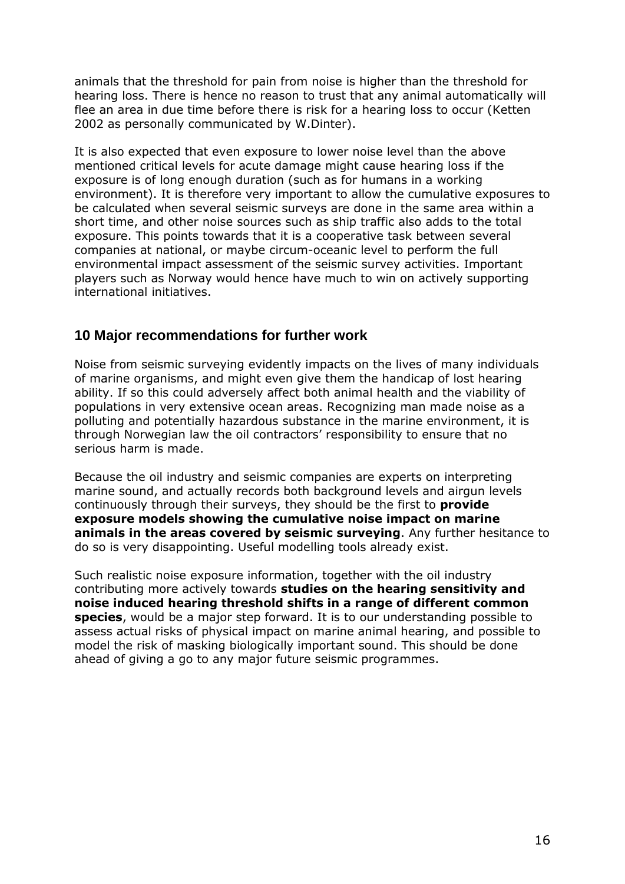animals that the threshold for pain from noise is higher than the threshold for hearing loss. There is hence no reason to trust that any animal automatically will flee an area in due time before there is risk for a hearing loss to occur (Ketten 2002 as personally communicated by W.Dinter).

It is also expected that even exposure to lower noise level than the above mentioned critical levels for acute damage might cause hearing loss if the exposure is of long enough duration (such as for humans in a working environment). It is therefore very important to allow the cumulative exposures to be calculated when several seismic surveys are done in the same area within a short time, and other noise sources such as ship traffic also adds to the total exposure. This points towards that it is a cooperative task between several companies at national, or maybe circum-oceanic level to perform the full environmental impact assessment of the seismic survey activities. Important players such as Norway would hence have much to win on actively supporting international initiatives.

## 10 Major recommendations for further work

Noise from seismic surveying evidently impacts on the lives of many individuals of marine organisms, and might even give them the handicap of lost hearing ability. If so this could adversely affect both animal health and the viability of populations in very extensive ocean areas. Recognizing man made noise as a polluting and potentially hazardous substance in the marine environment, it is through Norwegian law the oil contractors' responsibility to ensure that no serious harm is made.

Because the oil industry and seismic companies are experts on interpreting marine sound, and actually records both background levels and airgun levels continuously through their surveys, they should be the first to **provide exposure models showing the cumulative noise impact on marine animals in the areas covered by seismic surveying**. Any further hesitance to do so is very disappointing. Useful modelling tools already exist.

Such realistic noise exposure information, together with the oil industry contributing more actively towards **studies on the hearing sensitivity and noise induced hearing threshold shifts in a range of different common species**, would be a major step forward. It is to our understanding possible to assess actual risks of physical impact on marine animal hearing, and possible to model the risk of masking biologically important sound. This should be done ahead of giving a go to any major future seismic programmes.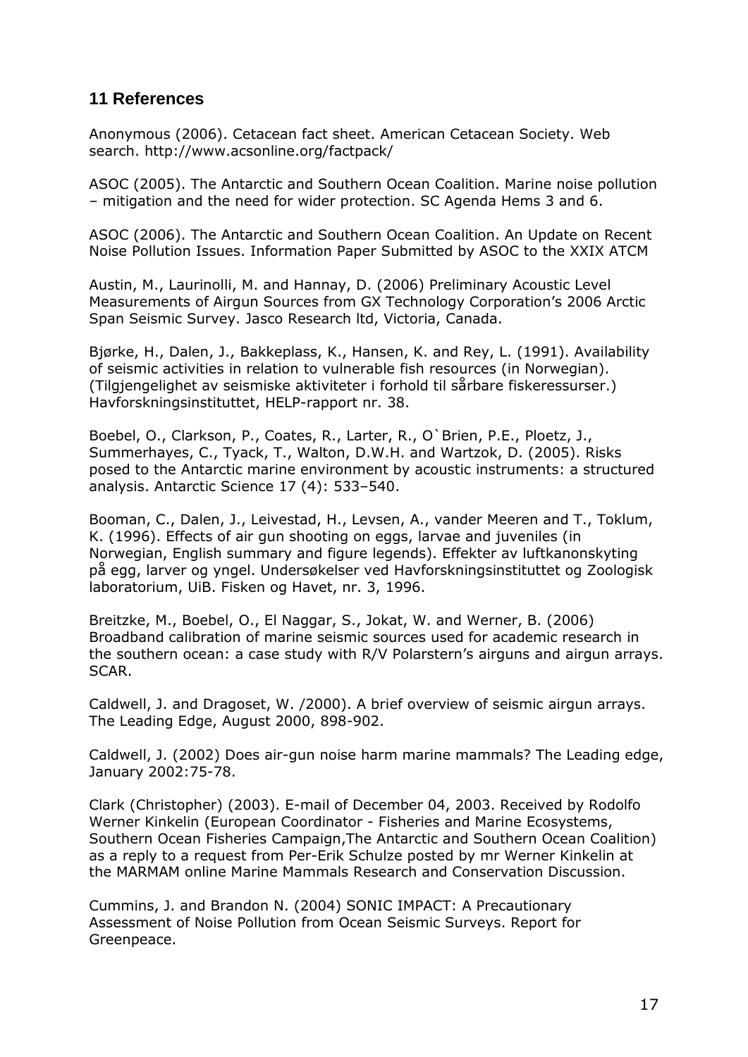## 11 References

Anonymous (2006). Cetacean fact sheet. American Cetacean Society. Web search. http://www.acsonline.org/factpack/

ASOC (2005). The Antarctic and Southern Ocean Coalition. Marine noise pollution – mitigation and the need for wider protection. SC Agenda Hems 3 and 6.

ASOC (2006). The Antarctic and Southern Ocean Coalition. An Update on Recent Noise Pollution Issues. Information Paper Submitted by ASOC to the XXIX ATCM

Austin, M., Laurinolli, M. and Hannay, D. (2006) Preliminary Acoustic Level Measurements of Airgun Sources from GX Technology Corporation's 2006 Arctic Span Seismic Survey. Jasco Research ltd, Victoria, Canada.

Bjørke, H., Dalen, J., Bakkeplass, K., Hansen, K. and Rey, L. (1991). Availability of seismic activities in relation to vulnerable fish resources (in Norwegian). (Tilgjengelighet av seismiske aktiviteter i forhold til sårbare fiskeressurser.) Havforskningsinstituttet, HELP-rapport nr. 38.

Boebel, O., Clarkson, P., Coates, R., Larter, R., O`Brien, P.E., Ploetz, J., Summerhayes, C., Tyack, T., Walton, D.W.H. and Wartzok, D. (2005). Risks posed to the Antarctic marine environment by acoustic instruments: a structured analysis. Antarctic Science 17 (4): 533–540.

Booman, C., Dalen, J., Leivestad, H., Levsen, A., vander Meeren and T., Toklum, K. (1996). Effects of air gun shooting on eggs, larvae and juveniles (in Norwegian, English summary and figure legends). Effekter av luftkanonskyting på egg, larver og yngel. Undersøkelser ved Havforskningsinstituttet og Zoologisk laboratorium, UiB. Fisken og Havet, nr. 3, 1996.

Breitzke, M., Boebel, O., El Naggar, S., Jokat, W. and Werner, B. (2006) Broadband calibration of marine seismic sources used for academic research in the southern ocean: a case study with R/V Polarstern's airguns and airgun arrays. SCAR.

Caldwell, J. and Dragoset, W. /2000). A brief overview of seismic airgun arrays. The Leading Edge, August 2000, 898-902.

Caldwell, J. (2002) Does air-gun noise harm marine mammals? The Leading edge, January 2002:75-78.

Clark (Christopher) (2003). E-mail of December 04, 2003. Received by Rodolfo Werner Kinkelin (European Coordinator - Fisheries and Marine Ecosystems, Southern Ocean Fisheries Campaign,The Antarctic and Southern Ocean Coalition) as a reply to a request from Per-Erik Schulze posted by mr Werner Kinkelin at the MARMAM online Marine Mammals Research and Conservation Discussion.

Cummins, J. and Brandon N. (2004) SONIC IMPACT: A Precautionary Assessment of Noise Pollution from Ocean Seismic Surveys. Report for Greenpeace.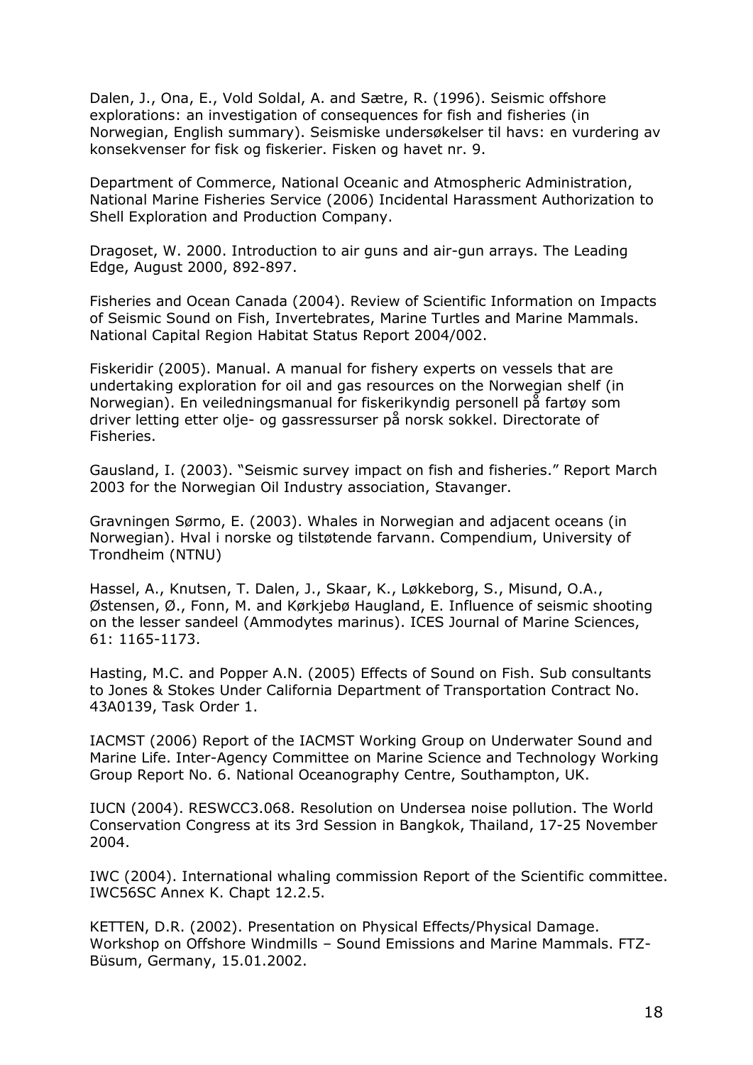Dalen, J., Ona, E., Vold Soldal, A. and Sætre, R. (1996). Seismic offshore explorations: an investigation of consequences for fish and fisheries (in Norwegian, English summary). Seismiske undersøkelser til havs: en vurdering av konsekvenser for fisk og fiskerier. Fisken og havet nr. 9.

Department of Commerce, National Oceanic and Atmospheric Administration, National Marine Fisheries Service (2006) Incidental Harassment Authorization to Shell Exploration and Production Company.

Dragoset, W. 2000. Introduction to air guns and air-gun arrays. The Leading Edge, August 2000, 892-897.

Fisheries and Ocean Canada (2004). Review of Scientific Information on Impacts of Seismic Sound on Fish, Invertebrates, Marine Turtles and Marine Mammals. National Capital Region Habitat Status Report 2004/002.

Fiskeridir (2005). Manual. A manual for fishery experts on vessels that are undertaking exploration for oil and gas resources on the Norwegian shelf (in Norwegian). En veiledningsmanual for fiskerikyndig personell på fartøy som driver letting etter olje- og gassressurser på norsk sokkel. Directorate of Fisheries.

Gausland, I. (2003). "Seismic survey impact on fish and fisheries." Report March 2003 for the Norwegian Oil Industry association, Stavanger.

Gravningen Sørmo, E. (2003). Whales in Norwegian and adjacent oceans (in Norwegian). Hval i norske og tilstøtende farvann. Compendium, University of Trondheim (NTNU)

Hassel, A., Knutsen, T. Dalen, J., Skaar, K., Løkkeborg, S., Misund, O.A., Østensen, Ø., Fonn, M. and Kørkjebø Haugland, E. Influence of seismic shooting on the lesser sandeel (Ammodytes marinus). ICES Journal of Marine Sciences, 61: 1165-1173.

Hasting, M.C. and Popper A.N. (2005) Effects of Sound on Fish. Sub consultants to Jones & Stokes Under California Department of Transportation Contract No. 43A0139, Task Order 1.

IACMST (2006) Report of the IACMST Working Group on Underwater Sound and Marine Life. Inter-Agency Committee on Marine Science and Technology Working Group Report No. 6. National Oceanography Centre, Southampton, UK.

IUCN (2004). RESWCC3.068. Resolution on Undersea noise pollution. The World Conservation Congress at its 3rd Session in Bangkok, Thailand, 17-25 November 2004.

IWC (2004). International whaling commission Report of the Scientific committee. IWC56SC Annex K. Chapt 12.2.5.

KETTEN, D.R. (2002). Presentation on Physical Effects/Physical Damage. Workshop on Offshore Windmills – Sound Emissions and Marine Mammals. FTZ-Büsum, Germany, 15.01.2002.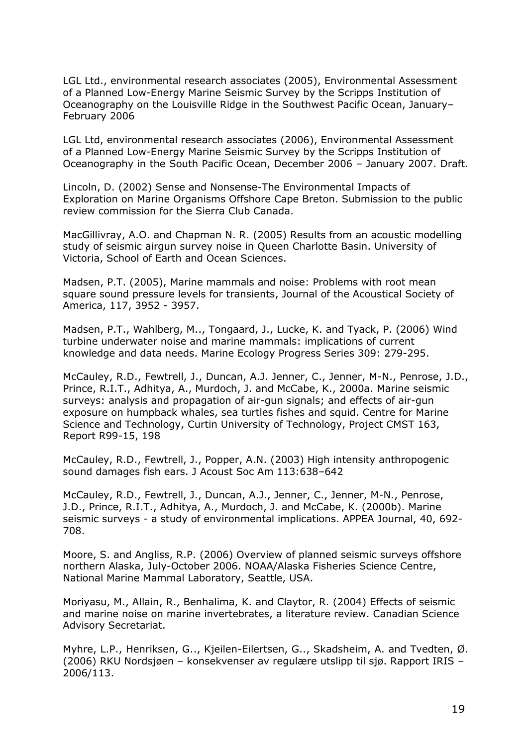LGL Ltd., environmental research associates (2005), Environmental Assessment of a Planned Low-Energy Marine Seismic Survey by the Scripps Institution of Oceanography on the Louisville Ridge in the Southwest Pacific Ocean, January–February 2006

LGL Ltd, environmental research associates (2006), Environmental Assessment of a Planned Low-Energy Marine Seismic Survey by the Scripps Institution of Oceanography in the South Pacific Ocean, December 2006 – January 2007. Draft.

Lincoln, D. (2002) Sense and Nonsense-The Environmental Impacts of Exploration on Marine Organisms Offshore Cape Breton. Submission to the public review commission for the Sierra Club Canada.

MacGillivray, A.O. and Chapman N. R. (2005) Results from an acoustic modelling study of seismic airgun survey noise in Queen Charlotte Basin. University of Victoria, School of Earth and Ocean Sciences.

Madsen, P.T. (2005), Marine mammals and noise: Problems with root mean square sound pressure levels for transients, Journal of the Acoustical Society of America, 117, 3952 - 3957.

Madsen, P.T., Wahlberg, M.., Tongaard, J., Lucke, K. and Tyack, P. (2006) Wind turbine underwater noise and marine mammals: implications of current knowledge and data needs. Marine Ecology Progress Series 309: 279-295.

McCauley, R.D., Fewtrell, J., Duncan, A.J. Jenner, C., Jenner, M-N., Penrose, J.D., Prince, R.I.T., Adhitya, A., Murdoch, J. and McCabe, K., 2000a. Marine seismic surveys: analysis and propagation of air-gun signals; and effects of air-gun exposure on humpback whales, sea turtles fishes and squid. Centre for Marine Science and Technology, Curtin University of Technology, Project CMST 163, Report R99-15, 198

McCauley, R.D., Fewtrell, J., Popper, A.N. (2003) High intensity anthropogenic sound damages fish ears. J Acoust Soc Am 113:638–642

McCauley, R.D., Fewtrell, J., Duncan, A.J., Jenner, C., Jenner, M-N., Penrose, J.D., Prince, R.I.T., Adhitya, A., Murdoch, J. and McCabe, K. (2000b). Marine seismic surveys - a study of environmental implications. APPEA Journal, 40, 692-708.

Moore, S. and Angliss, R.P. (2006) Overview of planned seismic surveys offshore northern Alaska, July-October 2006. NOAA/Alaska Fisheries Science Centre, National Marine Mammal Laboratory, Seattle, USA.

Moriyasu, M., Allain, R., Benhalima, K. and Claytor, R. (2004) Effects of seismic and marine noise on marine invertebrates, a literature review. Canadian Science Advisory Secretariat.

Myhre, L.P., Henriksen, G.., Kjeilen-Eilertsen, G.., Skadsheim, A. and Tvedten, Ø. (2006) RKU Nordsjøen – konsekvenser av regulære utslipp til sjø. Rapport IRIS – 2006/113.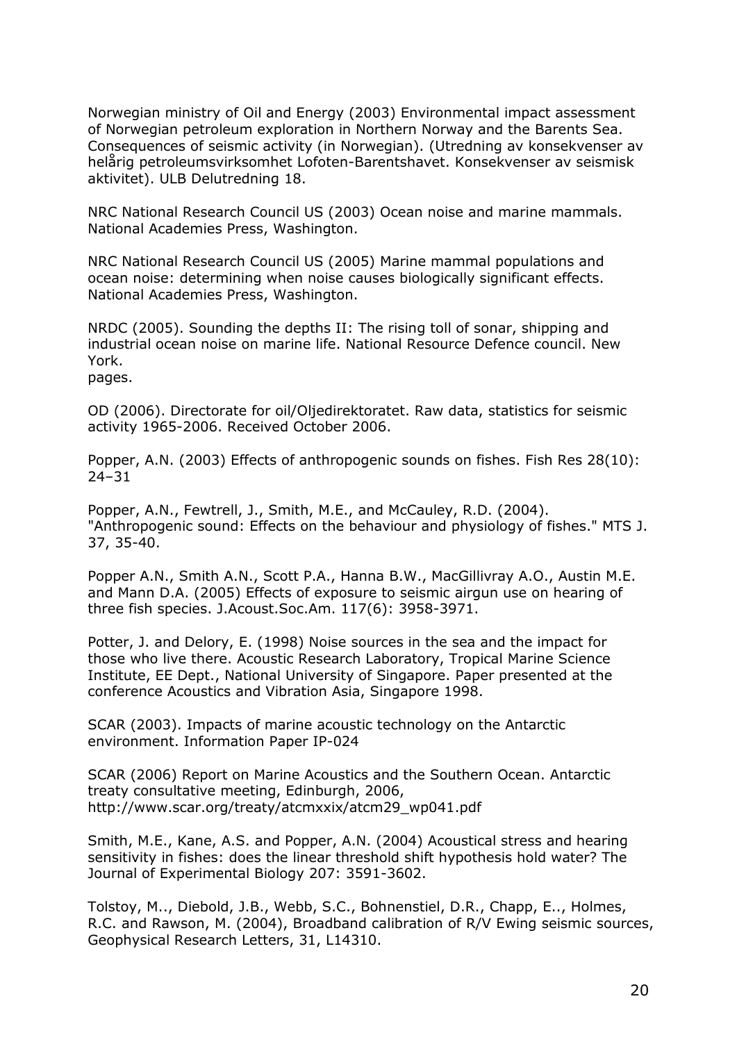Norwegian ministry of Oil and Energy (2003) Environmental impact assessment of Norwegian petroleum exploration in Northern Norway and the Barents Sea. Consequences of seismic activity (in Norwegian). (Utredning av konsekvenser av helårig petroleumsvirksomhet Lofoten-Barentshavet. Konsekvenser av seismisk aktivitet). ULB Delutredning 18.

NRC National Research Council US (2003) Ocean noise and marine mammals. National Academies Press, Washington.

NRC National Research Council US (2005) Marine mammal populations and ocean noise: determining when noise causes biologically significant effects. National Academies Press, Washington.

NRDC (2005). Sounding the depths II: The rising toll of sonar, shipping and industrial ocean noise on marine life. National Resource Defence council. New York.
pages.

OD (2006). Directorate for oil/Oljedirektoratet. Raw data, statistics for seismic activity 1965-2006. Received October 2006.

Popper, A.N. (2003) Effects of anthropogenic sounds on fishes. Fish Res 28(10): 24–31

Popper, A.N., Fewtrell, J., Smith, M.E., and McCauley, R.D. (2004). "Anthropogenic sound: Effects on the behaviour and physiology of fishes." MTS J. 37, 35-40.

Popper A.N., Smith A.N., Scott P.A., Hanna B.W., MacGillivray A.O., Austin M.E. and Mann D.A. (2005) Effects of exposure to seismic airgun use on hearing of three fish species. J.Acoust.Soc.Am. 117(6): 3958-3971.

Potter, J. and Delory, E. (1998) Noise sources in the sea and the impact for those who live there. Acoustic Research Laboratory, Tropical Marine Science Institute, EE Dept., National University of Singapore. Paper presented at the conference Acoustics and Vibration Asia, Singapore 1998.

SCAR (2003). Impacts of marine acoustic technology on the Antarctic environment. Information Paper IP-024

SCAR (2006) Report on Marine Acoustics and the Southern Ocean. Antarctic treaty consultative meeting, Edinburgh, 2006, http://www.scar.org/treaty/atcmxxix/atcm29_wp041.pdf

Smith, M.E., Kane, A.S. and Popper, A.N. (2004) Acoustical stress and hearing sensitivity in fishes: does the linear threshold shift hypothesis hold water? The Journal of Experimental Biology 207: 3591-3602.

Tolstoy, M.., Diebold, J.B., Webb, S.C., Bohnenstiel, D.R., Chapp, E.., Holmes, R.C. and Rawson, M. (2004), Broadband calibration of R/V Ewing seismic sources, Geophysical Research Letters, 31, L14310.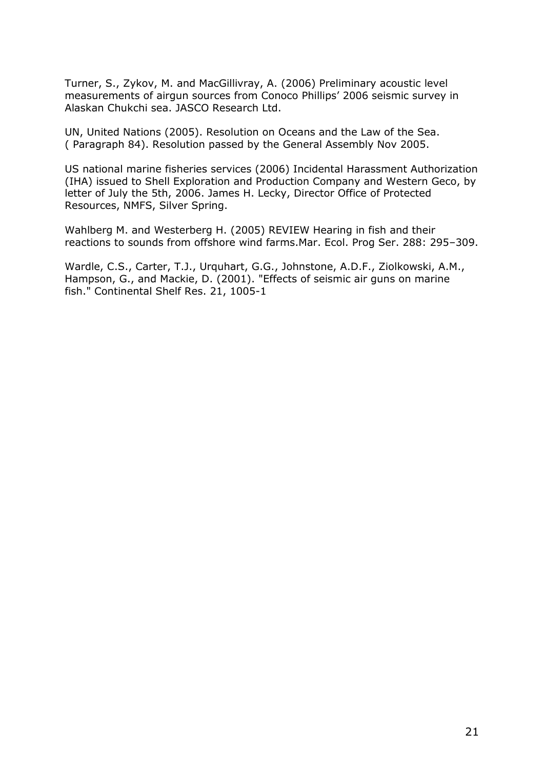Turner, S., Zykov, M. and MacGillivray, A. (2006) Preliminary acoustic level measurements of airgun sources from Conoco Phillips' 2006 seismic survey in Alaskan Chukchi sea. JASCO Research Ltd.

UN, United Nations (2005). Resolution on Oceans and the Law of the Sea. ( Paragraph 84). Resolution passed by the General Assembly Nov 2005.

US national marine fisheries services (2006) Incidental Harassment Authorization (IHA) issued to Shell Exploration and Production Company and Western Geco, by letter of July the 5th, 2006. James H. Lecky, Director Office of Protected Resources, NMFS, Silver Spring.

Wahlberg M. and Westerberg H. (2005) REVIEW Hearing in fish and their reactions to sounds from offshore wind farms.Mar. Ecol. Prog Ser. 288: 295–309.

Wardle, C.S., Carter, T.J., Urquhart, G.G., Johnstone, A.D.F., Ziolkowski, A.M., Hampson, G., and Mackie, D. (2001). "Effects of seismic air guns on marine fish." Continental Shelf Res. 21, 1005-1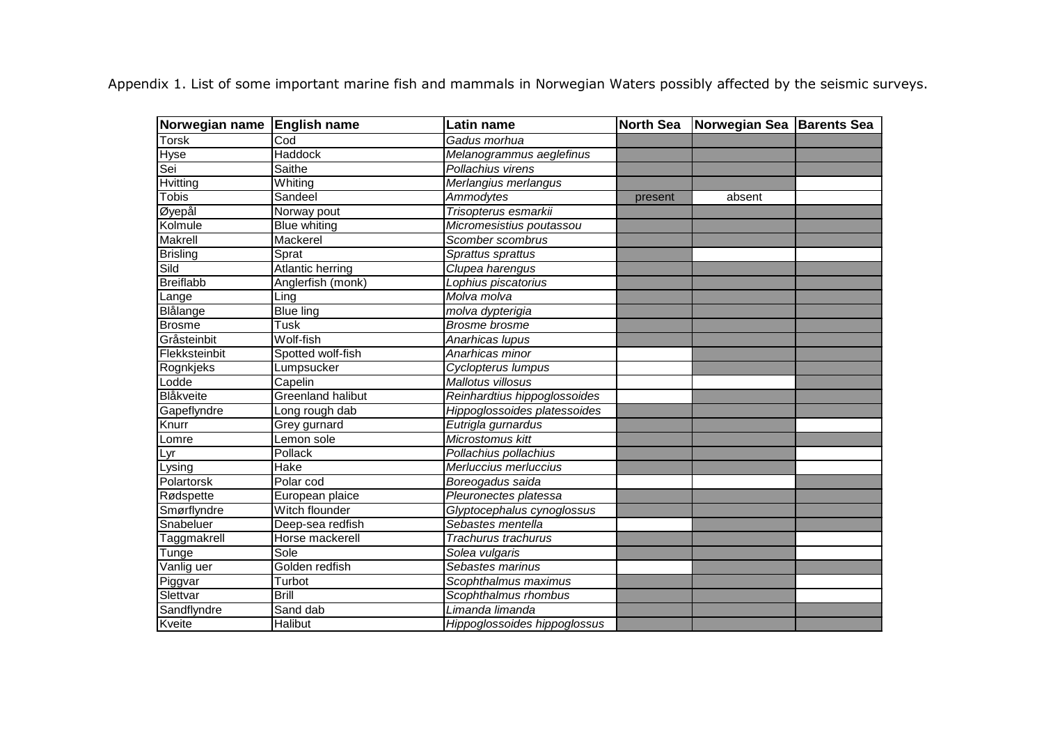Appendix 1. List of some important marine fish and mammals in Norwegian Waters possibly affected by the seismic surveys.

| Norwegian name | English name | Latin name | North Sea | Norwegian Sea | Barents Sea |
|---|---|---|---|---|---|
| Torsk | Cod | *Gadus morhua* | X | X | X |
| Hyse | Haddock | *Melanogrammus aeglefinus* | X | X | X |
| Sei | Saithe | *Pollachius virens* | X | X | X |
| Hvitting | Whiting | *Merlangius merlangus* | X | X | |
| Tobis | Sandeel | *Ammodytes* | present | absent | |
| Øyepål | Norway pout | *Trisopterus esmarkii* | X | X | X |
| Kolmule | Blue whiting | *Micromesistius poutassou* | X | X | X |
| Makrell | Mackerel | *Scomber scombrus* | X | X | X |
| Brisling | Sprat | *Sprattus sprattus* | X | | |
| Sild | Atlantic herring | *Clupea harengus* | X | X | X |
| Breiflabb | Anglerfish (monk) | *Lophius piscatorius* | X | X | X |
| Lange | Ling | *Molva molva* | X | X | X |
| Blålange | Blue ling | *molva dypterigia* | X | X | X |
| Brosme | Tusk | *Brosme brosme* | X | X | X |
| Gråsteinbit | Wolf-fish | *Anarhicas lupus* | X | X | X |
| Flekksteinbit | Spotted wolf-fish | *Anarhicas minor* | | X | X |
| Rognkjeks | Lumpsucker | *Cyclopterus lumpus* | | X | X |
| Lodde | Capelin | *Mallotus villosus* | | | X |
| Blåkveite | Greenland halibut | *Reinhardtius hippoglossoides* | | X | X |
| Gapeflyndre | Long rough dab | *Hippoglossoides platessoides* | | X | X |
| Knurr | Grey gurnard | *Eutrigla gurnardus* | X | X | |
| Lomre | Lemon sole | *Microstomus kitt* | X | X | X |
| Lyr | Pollack | *Pollachius pollachius* | X | X | |
| Lysing | Hake | *Merluccius merluccius* | X | X | |
| Polartorsk | Polar cod | *Boreogadus saida* | | | X |
| Rødspette | European plaice | *Pleuronectes platessa* | X | X | X |
| Smørflyndre | Witch flounder | *Glyptocephalus cynoglossus* | X | X | X |
| Snabeluer | Deep-sea redfish | *Sebastes mentella* | | X | X |
| Taggmakrell | Horse mackerell | *Trachurus trachurus* | X | X | |
| Tunge | Sole | *Solea vulgaris* | X | X | |
| Vanlig uer | Golden redfish | *Sebastes marinus* | | X | X |
| Piggvar | Turbot | *Scophthalmus maximus* | X | X | |
| Slettvar | Brill | *Scophthalmus rhombus* | X | X | |
| Sandflyndre | Sand dab | *Limanda limanda* | X | X | X |
| Kveite | Halibut | *Hippoglossoides hippoglossus* | X | X | X |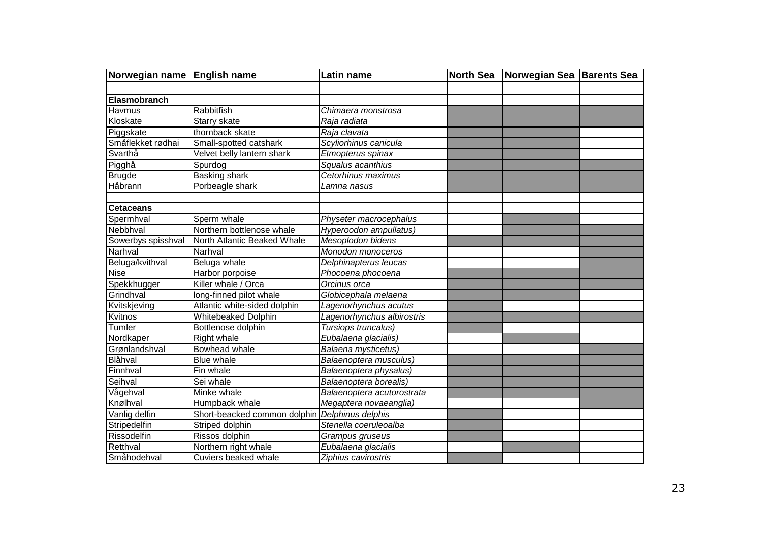| Norwegian name | English name | Latin name | North Sea | Norwegian Sea | Barents Sea |
|---|---|---|---|---|---|
| | | | | | |
| **Elasmobranch** | | | | | |
| Havmus | Rabbitfish | *Chimaera monstrosa* | X | X | X |
| Kloskate | Starry skate | *Raja radiata* | X | X | X |
| Piggskate | thornback skate | *Raja clavata* | X | X | |
| Småflekket rødhai | Small-spotted catshark | *Scyliorhinus canicula* | X | X | |
| Svarthå | Velvet belly lantern shark | *Etmopterus spinax* | X | X | |
| Pigghå | Spurdog | *Squalus acanthius* | X | X | X |
| Brugde | Basking shark | *Cetorhinus maximus* | X | X | X |
| Håbrann | Porbeagle shark | *Lamna nasus* | X | X | X |
| | | | | | |
| **Cetaceans** | | | | | |
| Spermhval | Sperm whale | *Physeter macrocephalus* | | X | |
| Nebbhval | Northern bottlenose whale | *Hyperoodon ampullatus)* | | X | X |
| Sowerbys spisshval | North Atlantic Beaked Whale | *Mesoplodon bidens* | X | X | X |
| Narhval | Narhval | *Monodon monoceros* | | | X |
| Beluga/kvithval | Beluga whale | *Delphinapterus leucas* | | | X |
| Nise | Harbor porpoise | *Phocoena phocoena* | X | X | X |
| Spekkhugger | Killer whale / Orca | *Orcinus orca* | X | X | X |
| Grindhval | long-finned pilot whale | *Globicephala melaena* | X | X | |
| Kvitskjeving | Atlantic white-sided dolphin | *Lagenorhynchus acutus* | X | | |
| Kvitnos | Whitebeaked Dolphin | *Lagenorhynchus albirostris* | X | X | X |
| Tumler | Bottlenose dolphin | *Tursiops truncalus)* | X | | |
| Nordkaper | Right whale | *Eubalaena glacialis)* | | X | |
| Grønlandshval | Bowhead whale | *Balaena mysticetus)* | | | X |
| Blåhval | Blue whale | *Balaenoptera musculus)* | X | X | X |
| Finnhval | Fin whale | *Balaenoptera physalus)* | X | X | X |
| Seihval | Sei whale | *Balaenoptera borealis)* | X | X | X |
| Vågehval | Minke whale | *Balaenoptera acutorostrata* | X | X | X |
| Knølhval | Humpback whale | *Megaptera novaeanglia)* | | | X |
| Vanlig delfin | Short-beacked common dolphin | *Delphinus delphis* | X | | |
| Stripedelfin | Striped dolphin | *Stenella coeruleoalba* | X | | |
| Rissodelfin | Rissos dolphin | *Grampus gruseus* | X | | |
| Retthval | Northern right whale | *Eubalaena glacialis* | | X | |
| Småhodehval | Cuviers beaked whale | *Ziphius cavirostris* | X | | |